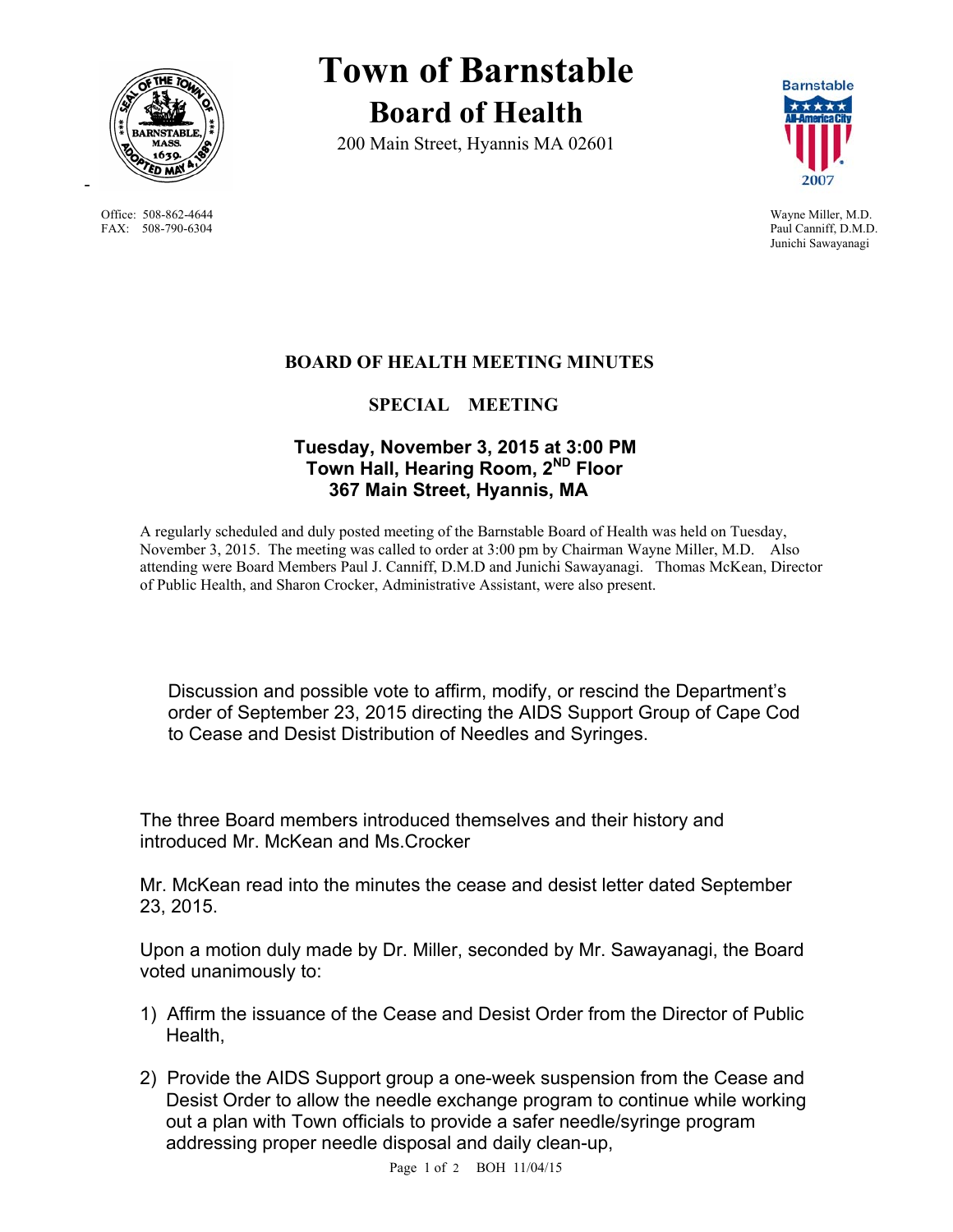# Town of Barnstable

## Board of Health

200 Main Street, Hyannis MA 02601

Office: 508-862-4644
FAX: 508-790-6304

Wayne Miller, M.D.
Paul Canniff, D.M.D.
Junichi Sawayanagi

### BOARD OF HEALTH MEETING MINUTES

### SPECIAL MEETING

### Tuesday, November 3, 2015 at 3:00 PM
### Town Hall, Hearing Room, 2ND Floor
### 367 Main Street, Hyannis, MA

A regularly scheduled and duly posted meeting of the Barnstable Board of Health was held on Tuesday, November 3, 2015. The meeting was called to order at 3:00 pm by Chairman Wayne Miller, M.D. Also attending were Board Members Paul J. Canniff, D.M.D and Junichi Sawayanagi. Thomas McKean, Director of Public Health, and Sharon Crocker, Administrative Assistant, were also present.

Discussion and possible vote to affirm, modify, or rescind the Department's order of September 23, 2015 directing the AIDS Support Group of Cape Cod to Cease and Desist Distribution of Needles and Syringes.

The three Board members introduced themselves and their history and introduced Mr. McKean and Ms.Crocker

Mr. McKean read into the minutes the cease and desist letter dated September 23, 2015.

Upon a motion duly made by Dr. Miller, seconded by Mr. Sawayanagi, the Board voted unanimously to:

1) Affirm the issuance of the Cease and Desist Order from the Director of Public Health,
2) Provide the AIDS Support group a one-week suspension from the Cease and Desist Order to allow the needle exchange program to continue while working out a plan with Town officials to provide a safer needle/syringe program addressing proper needle disposal and daily clean-up,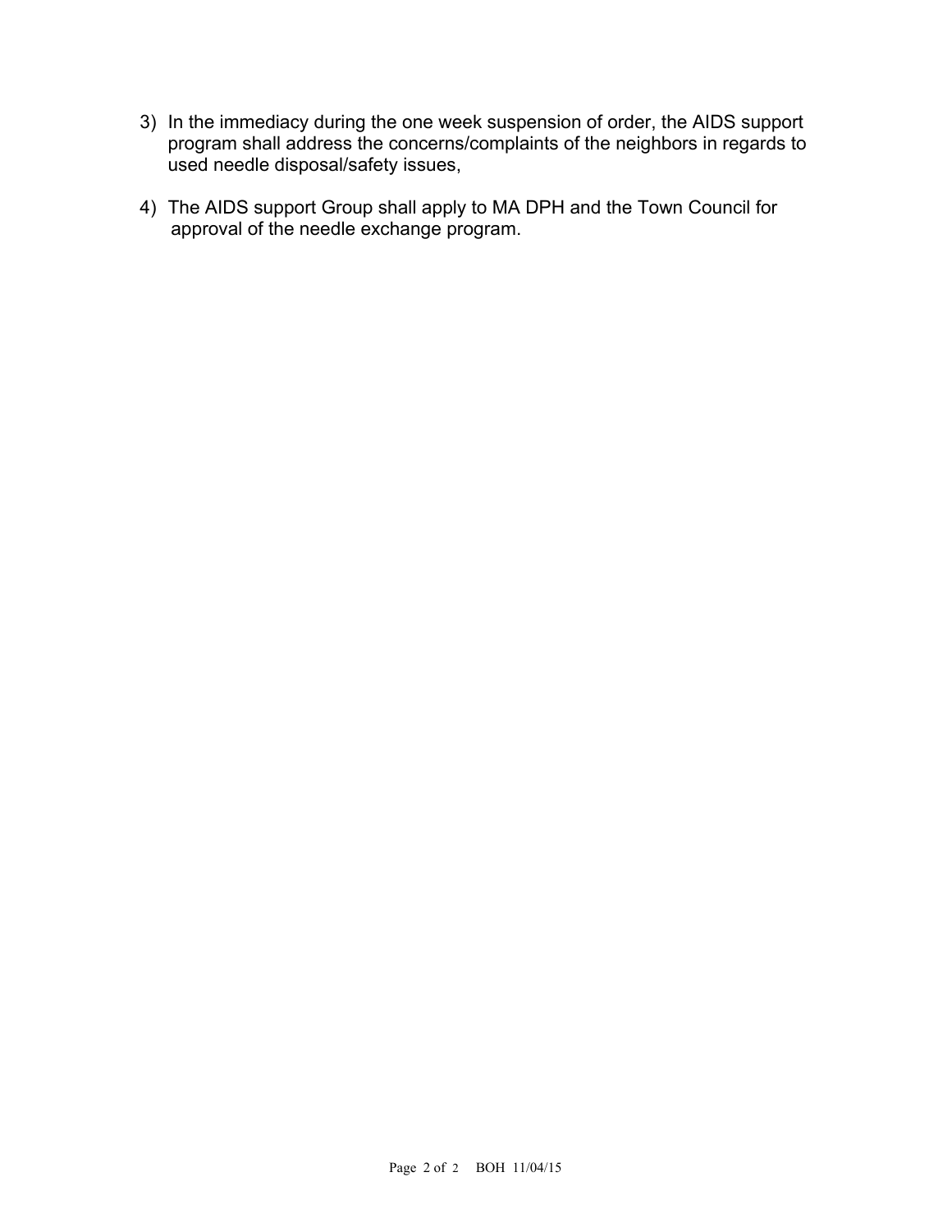3) In the immediacy during the one week suspension of order, the AIDS support program shall address the concerns/complaints of the neighbors in regards to used needle disposal/safety issues,

4) The AIDS support Group shall apply to MA DPH and the Town Council for approval of the needle exchange program.